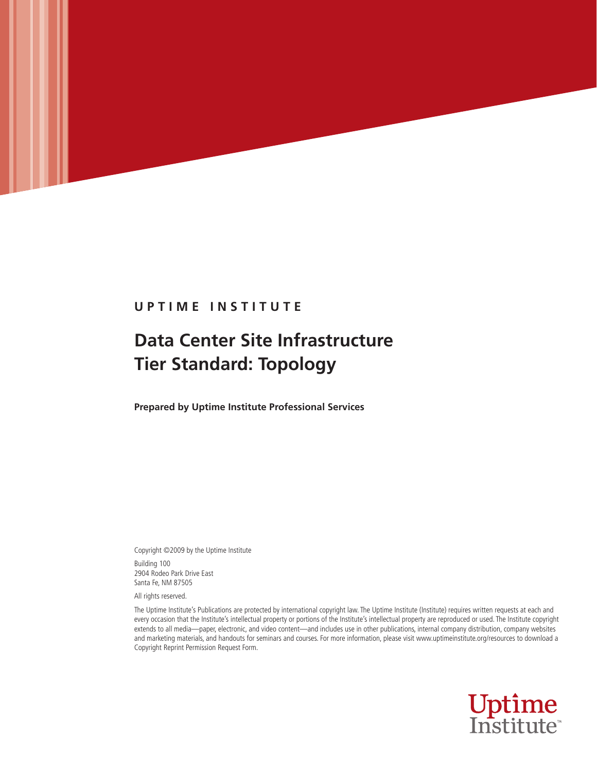**UPTIME INSTITUTE**

# Data Center Site Infrastructure Tier Standard: Topology

**Prepared by Uptime Institute Professional Services**

Copyright ©2009 by the Uptime Institute

Building 100
2904 Rodeo Park Drive East
Santa Fe, NM 87505

All rights reserved.

The Uptime Institute's Publications are protected by international copyright law. The Uptime Institute (Institute) requires written requests at each and every occasion that the Institute's intellectual property or portions of the Institute's intellectual property are reproduced or used. The Institute copyright extends to all media—paper, electronic, and video content—and includes use in other publications, internal company distribution, company websites and marketing materials, and handouts for seminars and courses. For more information, please visit www.uptimeinstitute.org/resources to download a Copyright Reprint Permission Request Form.

Uptime Institute™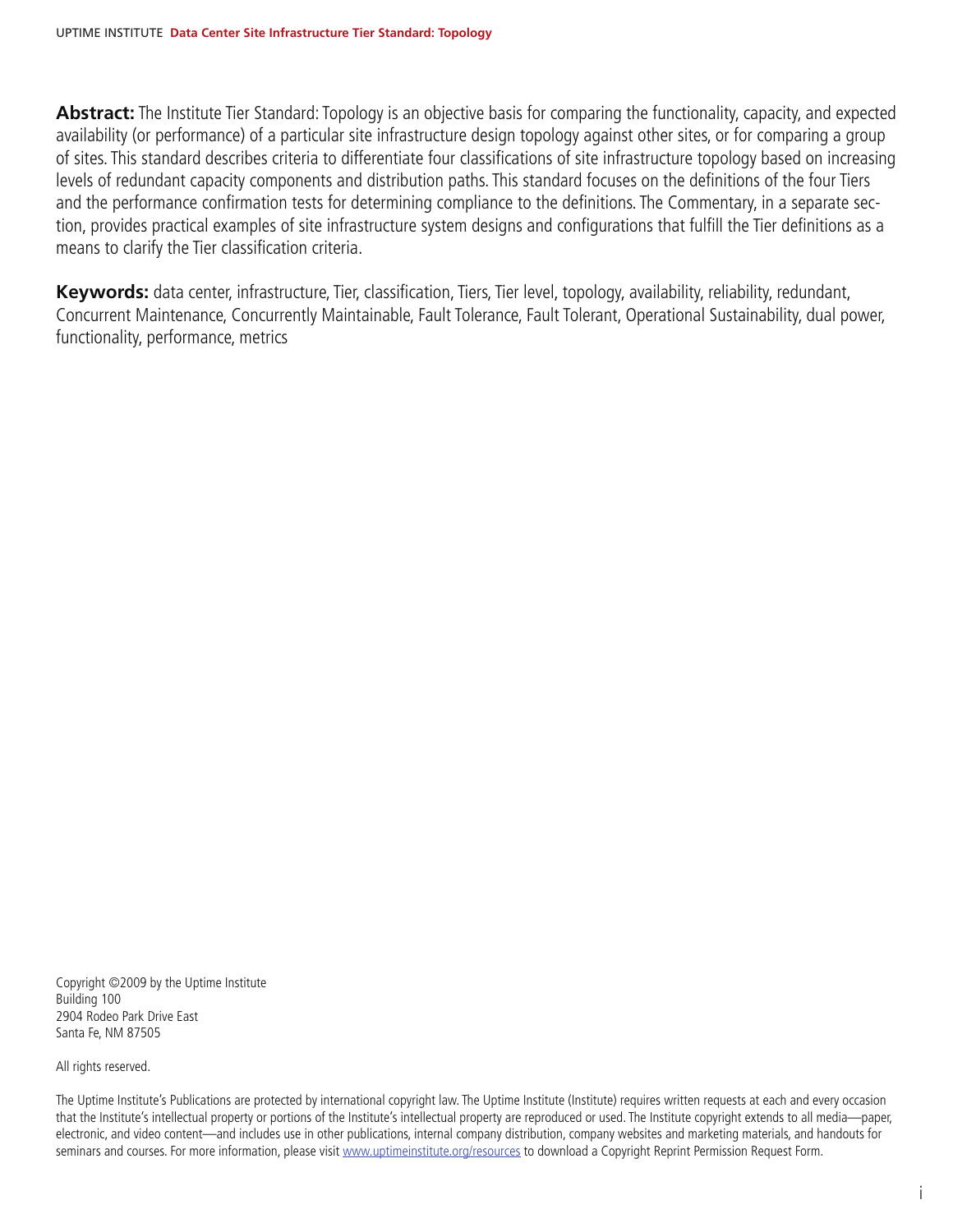**Abstract:** The Institute Tier Standard: Topology is an objective basis for comparing the functionality, capacity, and expected availability (or performance) of a particular site infrastructure design topology against other sites, or for comparing a group of sites. This standard describes criteria to differentiate four classifications of site infrastructure topology based on increasing levels of redundant capacity components and distribution paths. This standard focuses on the definitions of the four Tiers and the performance confirmation tests for determining compliance to the definitions. The Commentary, in a separate section, provides practical examples of site infrastructure system designs and configurations that fulfill the Tier definitions as a means to clarify the Tier classification criteria.

**Keywords:** data center, infrastructure, Tier, classification, Tiers, Tier level, topology, availability, reliability, redundant, Concurrent Maintenance, Concurrently Maintainable, Fault Tolerance, Fault Tolerant, Operational Sustainability, dual power, functionality, performance, metrics

Copyright ©2009 by the Uptime Institute
Building 100
2904 Rodeo Park Drive East
Santa Fe, NM 87505

All rights reserved.

The Uptime Institute's Publications are protected by international copyright law. The Uptime Institute (Institute) requires written requests at each and every occasion that the Institute's intellectual property or portions of the Institute's intellectual property are reproduced or used. The Institute copyright extends to all media—paper, electronic, and video content—and includes use in other publications, internal company distribution, company websites and marketing materials, and handouts for seminars and courses. For more information, please visit www.uptimeinstitute.org/resources to download a Copyright Reprint Permission Request Form.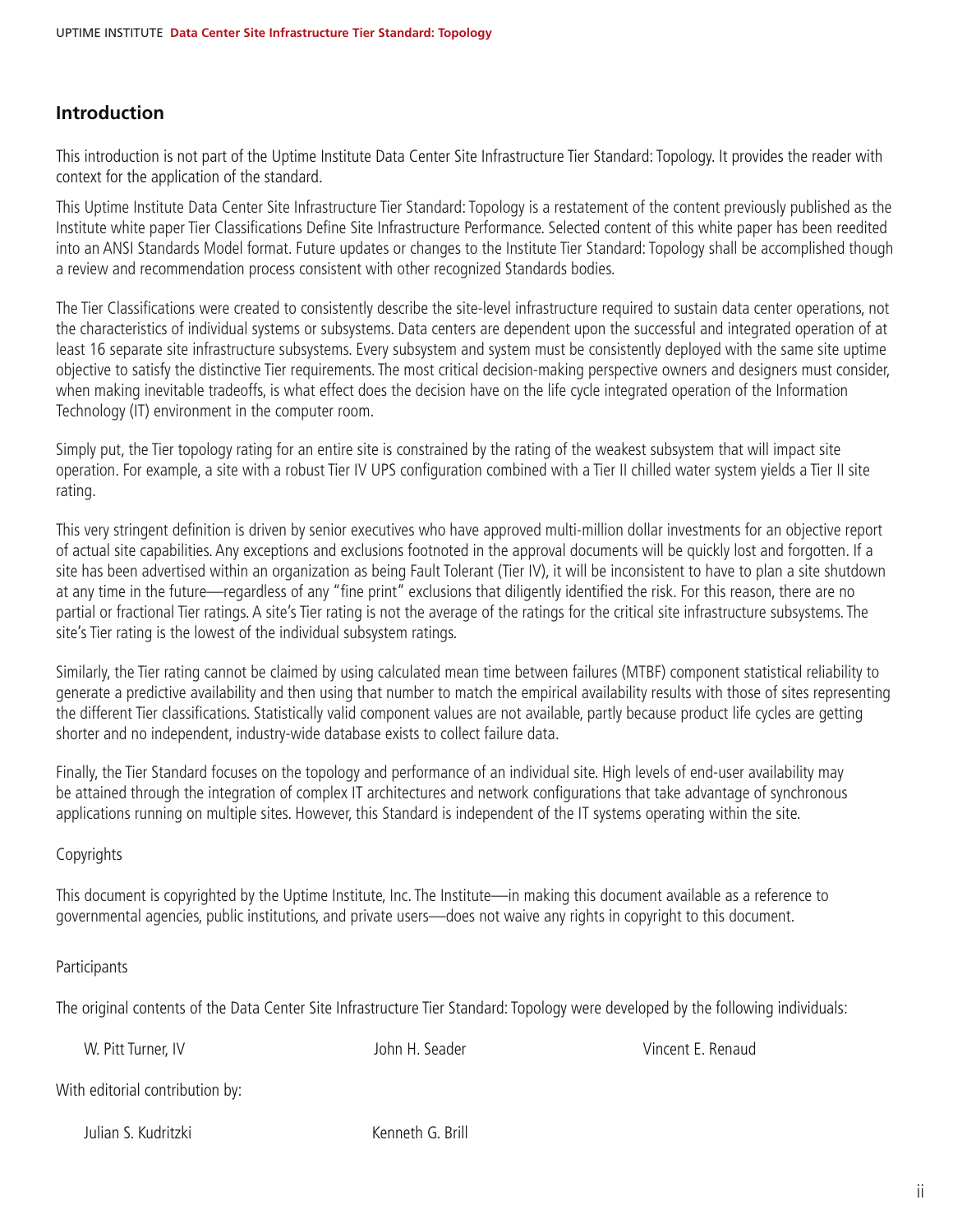## Introduction

This introduction is not part of the Uptime Institute Data Center Site Infrastructure Tier Standard: Topology. It provides the reader with context for the application of the standard.

This Uptime Institute Data Center Site Infrastructure Tier Standard: Topology is a restatement of the content previously published as the Institute white paper Tier Classifications Define Site Infrastructure Performance. Selected content of this white paper has been reedited into an ANSI Standards Model format. Future updates or changes to the Institute Tier Standard: Topology shall be accomplished though a review and recommendation process consistent with other recognized Standards bodies.

The Tier Classifications were created to consistently describe the site-level infrastructure required to sustain data center operations, not the characteristics of individual systems or subsystems. Data centers are dependent upon the successful and integrated operation of at least 16 separate site infrastructure subsystems. Every subsystem and system must be consistently deployed with the same site uptime objective to satisfy the distinctive Tier requirements. The most critical decision-making perspective owners and designers must consider, when making inevitable tradeoffs, is what effect does the decision have on the life cycle integrated operation of the Information Technology (IT) environment in the computer room.

Simply put, the Tier topology rating for an entire site is constrained by the rating of the weakest subsystem that will impact site operation. For example, a site with a robust Tier IV UPS configuration combined with a Tier II chilled water system yields a Tier II site rating.

This very stringent definition is driven by senior executives who have approved multi-million dollar investments for an objective report of actual site capabilities. Any exceptions and exclusions footnoted in the approval documents will be quickly lost and forgotten. If a site has been advertised within an organization as being Fault Tolerant (Tier IV), it will be inconsistent to have to plan a site shutdown at any time in the future—regardless of any "fine print" exclusions that diligently identified the risk. For this reason, there are no partial or fractional Tier ratings. A site's Tier rating is not the average of the ratings for the critical site infrastructure subsystems. The site's Tier rating is the lowest of the individual subsystem ratings.

Similarly, the Tier rating cannot be claimed by using calculated mean time between failures (MTBF) component statistical reliability to generate a predictive availability and then using that number to match the empirical availability results with those of sites representing the different Tier classifications. Statistically valid component values are not available, partly because product life cycles are getting shorter and no independent, industry-wide database exists to collect failure data.

Finally, the Tier Standard focuses on the topology and performance of an individual site. High levels of end-user availability may be attained through the integration of complex IT architectures and network configurations that take advantage of synchronous applications running on multiple sites. However, this Standard is independent of the IT systems operating within the site.

Copyrights

This document is copyrighted by the Uptime Institute, Inc. The Institute—in making this document available as a reference to governmental agencies, public institutions, and private users—does not waive any rights in copyright to this document.

Participants

The original contents of the Data Center Site Infrastructure Tier Standard: Topology were developed by the following individuals:

W. Pitt Turner, IV        John H. Seader        Vincent E. Renaud

With editorial contribution by:

Julian S. Kudritzki        Kenneth G. Brill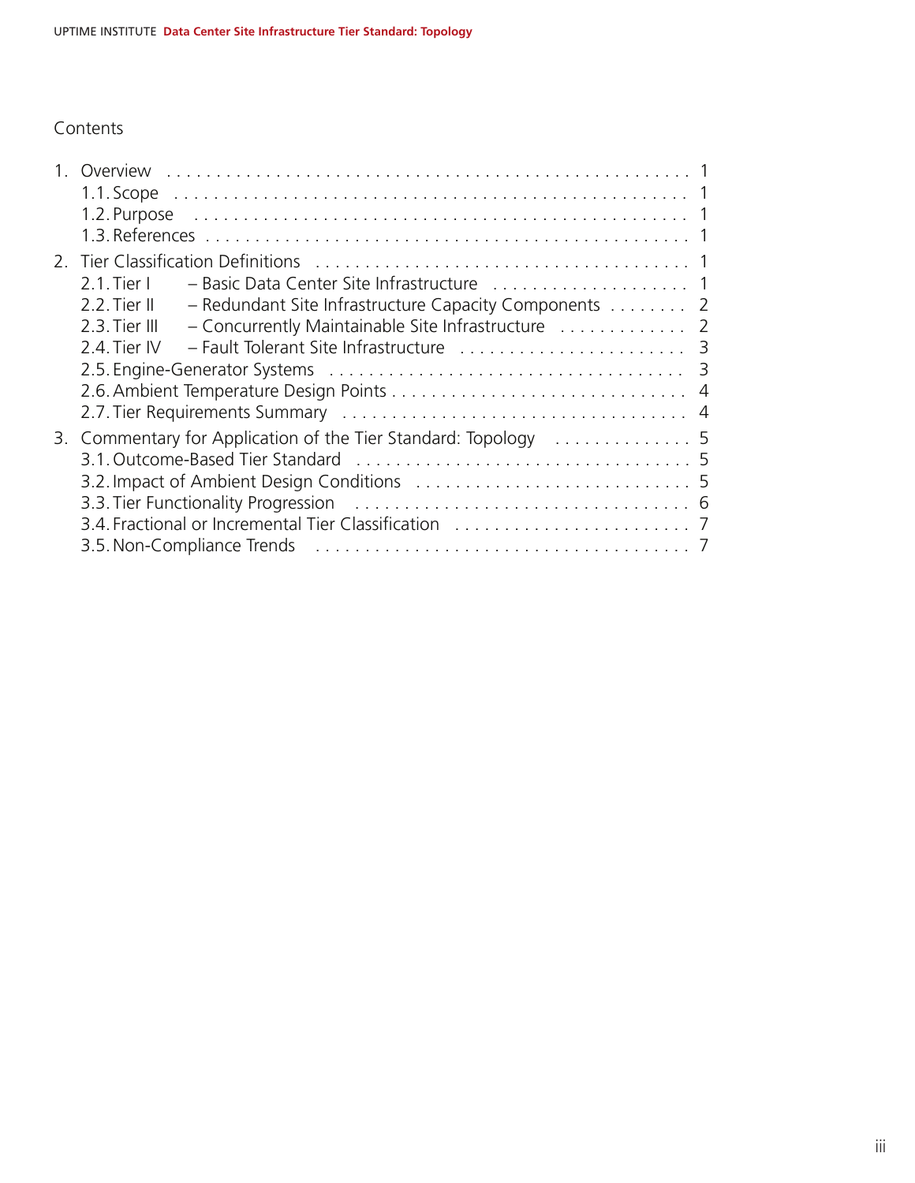# Contents

1. Overview . . . . . . . . . . 1
   - 1.1. Scope . . . . . . . . . . 1
   - 1.2. Purpose . . . . . . . . . . 1
   - 1.3. References . . . . . . . . . . 1
2. Tier Classification Definitions . . . . . . . . . . 1
   - 2.1. Tier I – Basic Data Center Site Infrastructure . . . . . . . . . . 1
   - 2.2. Tier II – Redundant Site Infrastructure Capacity Components . . . . . . . . . . 2
   - 2.3. Tier III – Concurrently Maintainable Site Infrastructure . . . . . . . . . . 2
   - 2.4. Tier IV – Fault Tolerant Site Infrastructure . . . . . . . . . . 3
   - 2.5. Engine-Generator Systems . . . . . . . . . . 3
   - 2.6. Ambient Temperature Design Points . . . . . . . . . . 4
   - 2.7. Tier Requirements Summary . . . . . . . . . . 4
3. Commentary for Application of the Tier Standard: Topology . . . . . . . . . . 5
   - 3.1. Outcome-Based Tier Standard . . . . . . . . . . 5
   - 3.2. Impact of Ambient Design Conditions . . . . . . . . . . 5
   - 3.3. Tier Functionality Progression . . . . . . . . . . 6
   - 3.4. Fractional or Incremental Tier Classification . . . . . . . . . . 7
   - 3.5. Non-Compliance Trends . . . . . . . . . . 7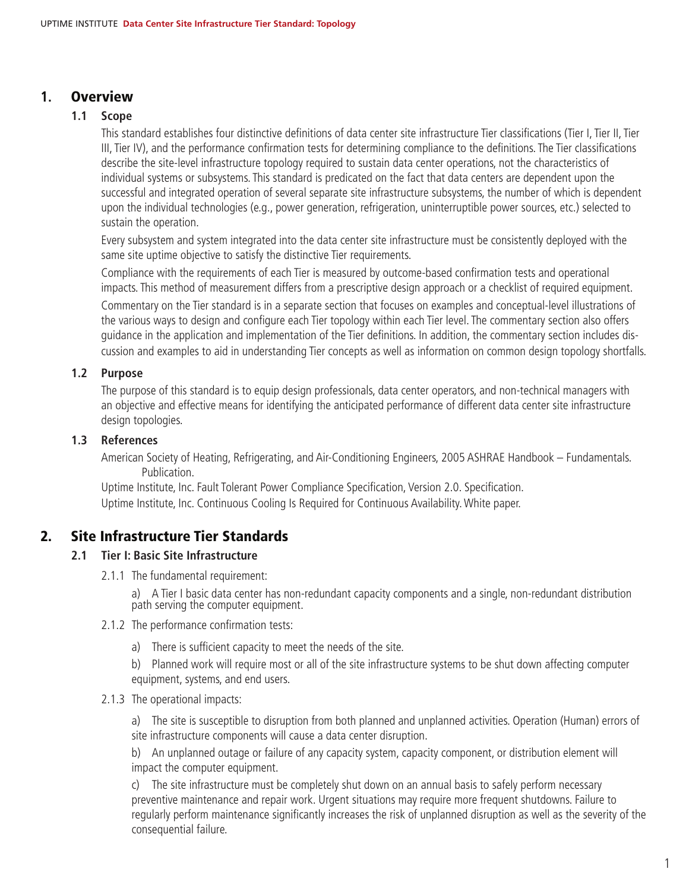# 1. Overview

## 1.1 Scope

This standard establishes four distinctive definitions of data center site infrastructure Tier classifications (Tier I, Tier II, Tier III, Tier IV), and the performance confirmation tests for determining compliance to the definitions. The Tier classifications describe the site-level infrastructure topology required to sustain data center operations, not the characteristics of individual systems or subsystems. This standard is predicated on the fact that data centers are dependent upon the successful and integrated operation of several separate site infrastructure subsystems, the number of which is dependent upon the individual technologies (e.g., power generation, refrigeration, uninterruptible power sources, etc.) selected to sustain the operation.

Every subsystem and system integrated into the data center site infrastructure must be consistently deployed with the same site uptime objective to satisfy the distinctive Tier requirements.

Compliance with the requirements of each Tier is measured by outcome-based confirmation tests and operational impacts. This method of measurement differs from a prescriptive design approach or a checklist of required equipment.

Commentary on the Tier standard is in a separate section that focuses on examples and conceptual-level illustrations of the various ways to design and configure each Tier topology within each Tier level. The commentary section also offers guidance in the application and implementation of the Tier definitions. In addition, the commentary section includes discussion and examples to aid in understanding Tier concepts as well as information on common design topology shortfalls.

## 1.2 Purpose

The purpose of this standard is to equip design professionals, data center operators, and non-technical managers with an objective and effective means for identifying the anticipated performance of different data center site infrastructure design topologies.

## 1.3 References

American Society of Heating, Refrigerating, and Air-Conditioning Engineers, 2005 ASHRAE Handbook – Fundamentals. Publication.

Uptime Institute, Inc. Fault Tolerant Power Compliance Specification, Version 2.0. Specification.

Uptime Institute, Inc. Continuous Cooling Is Required for Continuous Availability. White paper.

# 2. Site Infrastructure Tier Standards

## 2.1 Tier I: Basic Site Infrastructure

2.1.1 The fundamental requirement:

a) A Tier I basic data center has non-redundant capacity components and a single, non-redundant distribution path serving the computer equipment.

2.1.2 The performance confirmation tests:

a) There is sufficient capacity to meet the needs of the site.

b) Planned work will require most or all of the site infrastructure systems to be shut down affecting computer equipment, systems, and end users.

2.1.3 The operational impacts:

a) The site is susceptible to disruption from both planned and unplanned activities. Operation (Human) errors of site infrastructure components will cause a data center disruption.

b) An unplanned outage or failure of any capacity system, capacity component, or distribution element will impact the computer equipment.

c) The site infrastructure must be completely shut down on an annual basis to safely perform necessary preventive maintenance and repair work. Urgent situations may require more frequent shutdowns. Failure to regularly perform maintenance significantly increases the risk of unplanned disruption as well as the severity of the consequential failure.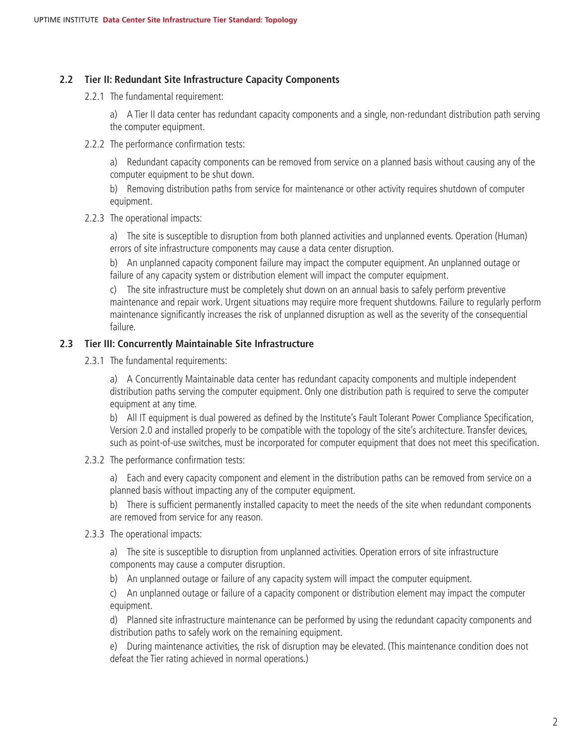## 2.2 Tier II: Redundant Site Infrastructure Capacity Components

2.2.1 The fundamental requirement:

a) A Tier II data center has redundant capacity components and a single, non-redundant distribution path serving the computer equipment.

2.2.2 The performance confirmation tests:

a) Redundant capacity components can be removed from service on a planned basis without causing any of the computer equipment to be shut down.

b) Removing distribution paths from service for maintenance or other activity requires shutdown of computer equipment.

2.2.3 The operational impacts:

a) The site is susceptible to disruption from both planned activities and unplanned events. Operation (Human) errors of site infrastructure components may cause a data center disruption.

b) An unplanned capacity component failure may impact the computer equipment. An unplanned outage or failure of any capacity system or distribution element will impact the computer equipment.

c) The site infrastructure must be completely shut down on an annual basis to safely perform preventive maintenance and repair work. Urgent situations may require more frequent shutdowns. Failure to regularly perform maintenance significantly increases the risk of unplanned disruption as well as the severity of the consequential failure.

## 2.3 Tier III: Concurrently Maintainable Site Infrastructure

2.3.1 The fundamental requirements:

a) A Concurrently Maintainable data center has redundant capacity components and multiple independent distribution paths serving the computer equipment. Only one distribution path is required to serve the computer equipment at any time.

b) All IT equipment is dual powered as defined by the Institute's Fault Tolerant Power Compliance Specification, Version 2.0 and installed properly to be compatible with the topology of the site's architecture. Transfer devices, such as point-of-use switches, must be incorporated for computer equipment that does not meet this specification.

2.3.2 The performance confirmation tests:

a) Each and every capacity component and element in the distribution paths can be removed from service on a planned basis without impacting any of the computer equipment.

b) There is sufficient permanently installed capacity to meet the needs of the site when redundant components are removed from service for any reason.

2.3.3 The operational impacts:

a) The site is susceptible to disruption from unplanned activities. Operation errors of site infrastructure components may cause a computer disruption.

b) An unplanned outage or failure of any capacity system will impact the computer equipment.

c) An unplanned outage or failure of a capacity component or distribution element may impact the computer equipment.

d) Planned site infrastructure maintenance can be performed by using the redundant capacity components and distribution paths to safely work on the remaining equipment.

e) During maintenance activities, the risk of disruption may be elevated. (This maintenance condition does not defeat the Tier rating achieved in normal operations.)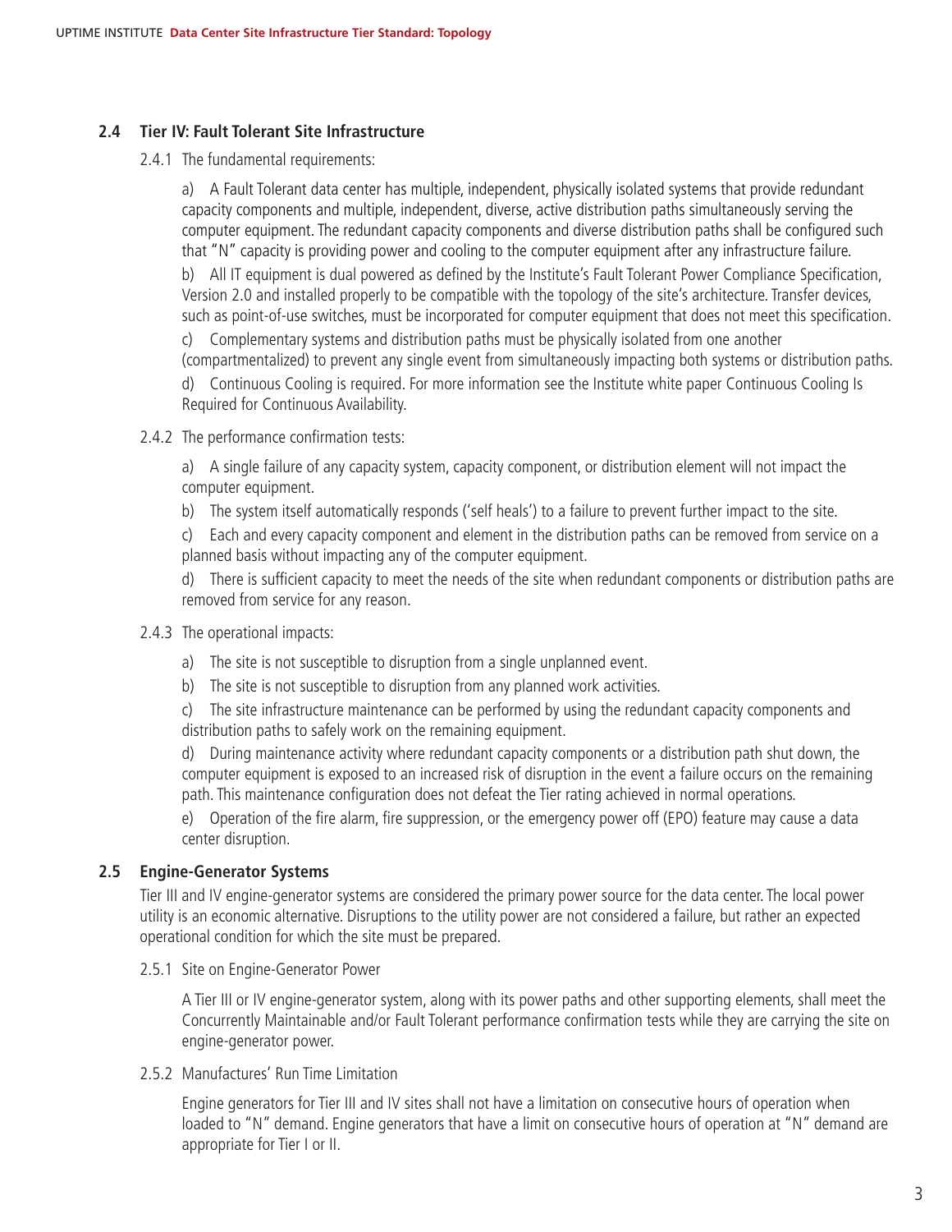## 2.4 Tier IV: Fault Tolerant Site Infrastructure

2.4.1 The fundamental requirements:

a) A Fault Tolerant data center has multiple, independent, physically isolated systems that provide redundant capacity components and multiple, independent, diverse, active distribution paths simultaneously serving the computer equipment. The redundant capacity components and diverse distribution paths shall be configured such that "N" capacity is providing power and cooling to the computer equipment after any infrastructure failure.

b) All IT equipment is dual powered as defined by the Institute's Fault Tolerant Power Compliance Specification, Version 2.0 and installed properly to be compatible with the topology of the site's architecture. Transfer devices, such as point-of-use switches, must be incorporated for computer equipment that does not meet this specification.

c) Complementary systems and distribution paths must be physically isolated from one another (compartmentalized) to prevent any single event from simultaneously impacting both systems or distribution paths.

d) Continuous Cooling is required. For more information see the Institute white paper Continuous Cooling Is Required for Continuous Availability.

2.4.2 The performance confirmation tests:

a) A single failure of any capacity system, capacity component, or distribution element will not impact the computer equipment.

b) The system itself automatically responds ('self heals') to a failure to prevent further impact to the site.

c) Each and every capacity component and element in the distribution paths can be removed from service on a planned basis without impacting any of the computer equipment.

d) There is sufficient capacity to meet the needs of the site when redundant components or distribution paths are removed from service for any reason.

2.4.3 The operational impacts:

a) The site is not susceptible to disruption from a single unplanned event.

b) The site is not susceptible to disruption from any planned work activities.

c) The site infrastructure maintenance can be performed by using the redundant capacity components and distribution paths to safely work on the remaining equipment.

d) During maintenance activity where redundant capacity components or a distribution path shut down, the computer equipment is exposed to an increased risk of disruption in the event a failure occurs on the remaining path. This maintenance configuration does not defeat the Tier rating achieved in normal operations.

e) Operation of the fire alarm, fire suppression, or the emergency power off (EPO) feature may cause a data center disruption.

## 2.5 Engine-Generator Systems

Tier III and IV engine-generator systems are considered the primary power source for the data center. The local power utility is an economic alternative. Disruptions to the utility power are not considered a failure, but rather an expected operational condition for which the site must be prepared.

2.5.1 Site on Engine-Generator Power

A Tier III or IV engine-generator system, along with its power paths and other supporting elements, shall meet the Concurrently Maintainable and/or Fault Tolerant performance confirmation tests while they are carrying the site on engine-generator power.

2.5.2 Manufactures' Run Time Limitation

Engine generators for Tier III and IV sites shall not have a limitation on consecutive hours of operation when loaded to "N" demand. Engine generators that have a limit on consecutive hours of operation at "N" demand are appropriate for Tier I or II.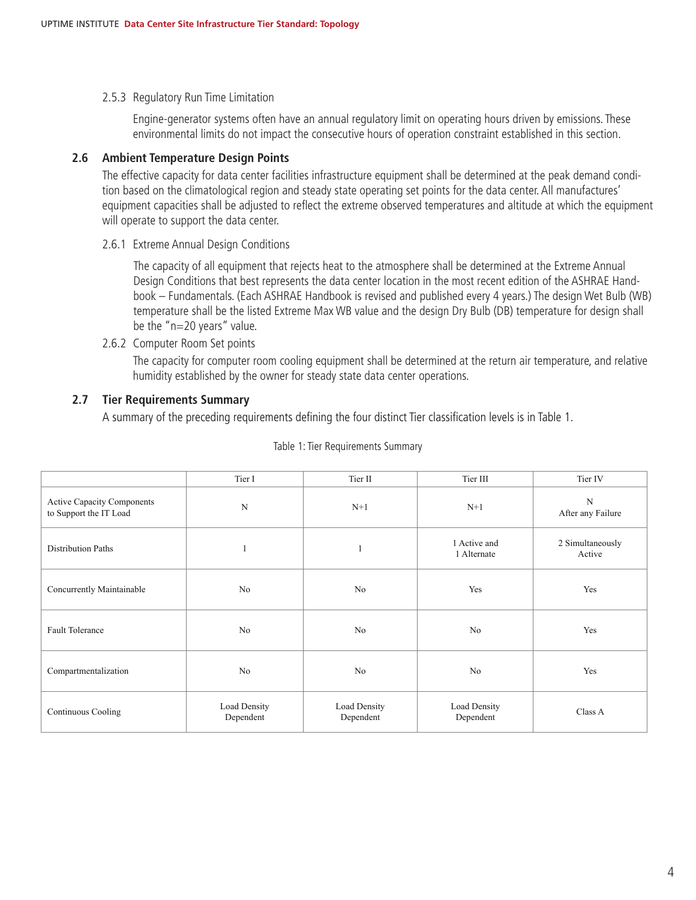### 2.5.3 Regulatory Run Time Limitation

Engine-generator systems often have an annual regulatory limit on operating hours driven by emissions. These environmental limits do not impact the consecutive hours of operation constraint established in this section.

## 2.6 Ambient Temperature Design Points

The effective capacity for data center facilities infrastructure equipment shall be determined at the peak demand condition based on the climatological region and steady state operating set points for the data center. All manufactures' equipment capacities shall be adjusted to reflect the extreme observed temperatures and altitude at which the equipment will operate to support the data center.

### 2.6.1 Extreme Annual Design Conditions

The capacity of all equipment that rejects heat to the atmosphere shall be determined at the Extreme Annual Design Conditions that best represents the data center location in the most recent edition of the ASHRAE Handbook – Fundamentals. (Each ASHRAE Handbook is revised and published every 4 years.) The design Wet Bulb (WB) temperature shall be the listed Extreme Max WB value and the design Dry Bulb (DB) temperature for design shall be the "n=20 years" value.

### 2.6.2 Computer Room Set points

The capacity for computer room cooling equipment shall be determined at the return air temperature, and relative humidity established by the owner for steady state data center operations.

## 2.7 Tier Requirements Summary

A summary of the preceding requirements defining the four distinct Tier classification levels is in Table 1.

Table 1: Tier Requirements Summary

| | Tier I | Tier II | Tier III | Tier IV |
|---|---|---|---|---|
| Active Capacity Components to Support the IT Load | N | N+1 | N+1 | N After any Failure |
| Distribution Paths | 1 | 1 | 1 Active and 1 Alternate | 2 Simultaneously Active |
| Concurrently Maintainable | No | No | Yes | Yes |
| Fault Tolerance | No | No | No | Yes |
| Compartmentalization | No | No | No | Yes |
| Continuous Cooling | Load Density Dependent | Load Density Dependent | Load Density Dependent | Class A |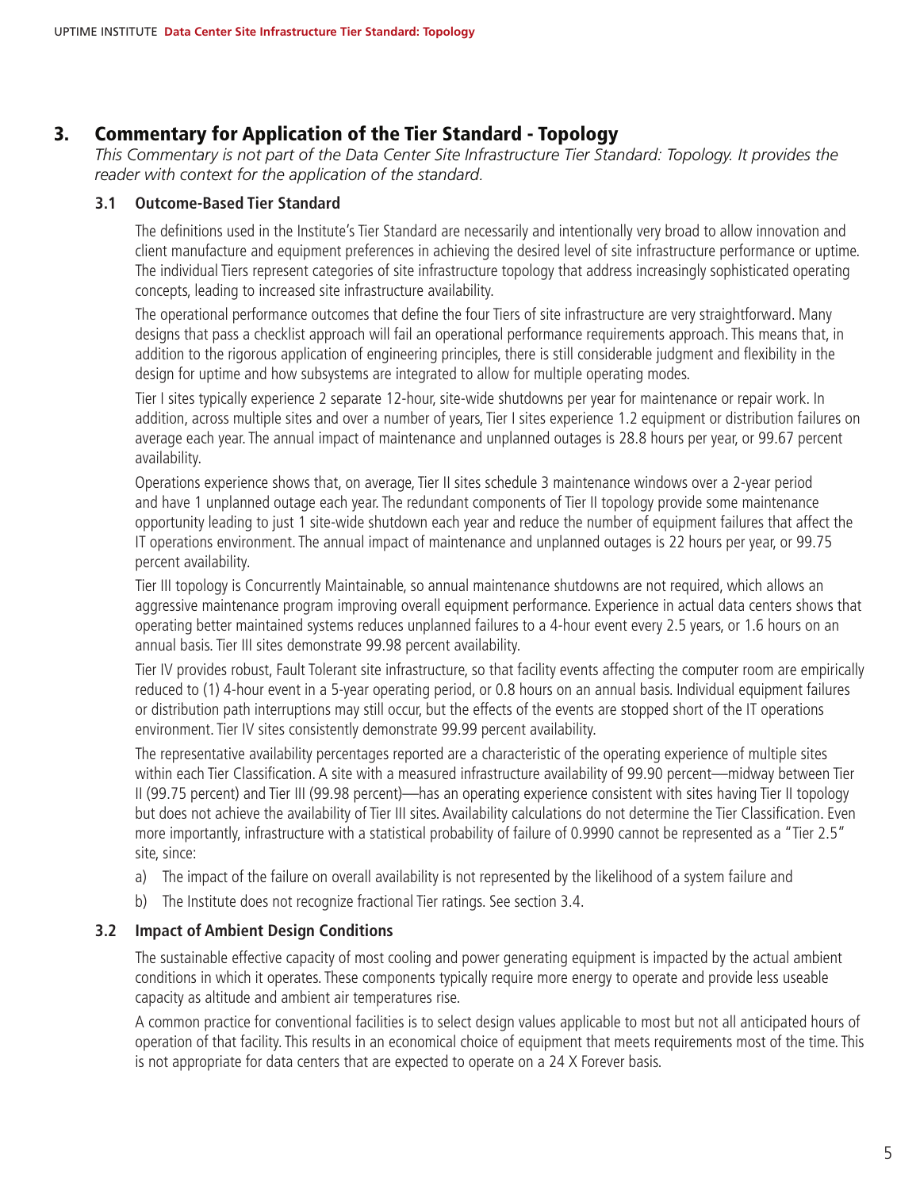## 3. Commentary for Application of the Tier Standard - Topology

*This Commentary is not part of the Data Center Site Infrastructure Tier Standard: Topology. It provides the reader with context for the application of the standard.*

### 3.1 Outcome-Based Tier Standard

The definitions used in the Institute's Tier Standard are necessarily and intentionally very broad to allow innovation and client manufacture and equipment preferences in achieving the desired level of site infrastructure performance or uptime. The individual Tiers represent categories of site infrastructure topology that address increasingly sophisticated operating concepts, leading to increased site infrastructure availability.

The operational performance outcomes that define the four Tiers of site infrastructure are very straightforward. Many designs that pass a checklist approach will fail an operational performance requirements approach. This means that, in addition to the rigorous application of engineering principles, there is still considerable judgment and flexibility in the design for uptime and how subsystems are integrated to allow for multiple operating modes.

Tier I sites typically experience 2 separate 12-hour, site-wide shutdowns per year for maintenance or repair work. In addition, across multiple sites and over a number of years, Tier I sites experience 1.2 equipment or distribution failures on average each year. The annual impact of maintenance and unplanned outages is 28.8 hours per year, or 99.67 percent availability.

Operations experience shows that, on average, Tier II sites schedule 3 maintenance windows over a 2-year period and have 1 unplanned outage each year. The redundant components of Tier II topology provide some maintenance opportunity leading to just 1 site-wide shutdown each year and reduce the number of equipment failures that affect the IT operations environment. The annual impact of maintenance and unplanned outages is 22 hours per year, or 99.75 percent availability.

Tier III topology is Concurrently Maintainable, so annual maintenance shutdowns are not required, which allows an aggressive maintenance program improving overall equipment performance. Experience in actual data centers shows that operating better maintained systems reduces unplanned failures to a 4-hour event every 2.5 years, or 1.6 hours on an annual basis. Tier III sites demonstrate 99.98 percent availability.

Tier IV provides robust, Fault Tolerant site infrastructure, so that facility events affecting the computer room are empirically reduced to (1) 4-hour event in a 5-year operating period, or 0.8 hours on an annual basis. Individual equipment failures or distribution path interruptions may still occur, but the effects of the events are stopped short of the IT operations environment. Tier IV sites consistently demonstrate 99.99 percent availability.

The representative availability percentages reported are a characteristic of the operating experience of multiple sites within each Tier Classification. A site with a measured infrastructure availability of 99.90 percent—midway between Tier II (99.75 percent) and Tier III (99.98 percent)—has an operating experience consistent with sites having Tier II topology but does not achieve the availability of Tier III sites. Availability calculations do not determine the Tier Classification. Even more importantly, infrastructure with a statistical probability of failure of 0.9990 cannot be represented as a "Tier 2.5" site, since:

a) The impact of the failure on overall availability is not represented by the likelihood of a system failure and

b) The Institute does not recognize fractional Tier ratings. See section 3.4.

### 3.2 Impact of Ambient Design Conditions

The sustainable effective capacity of most cooling and power generating equipment is impacted by the actual ambient conditions in which it operates. These components typically require more energy to operate and provide less useable capacity as altitude and ambient air temperatures rise.

A common practice for conventional facilities is to select design values applicable to most but not all anticipated hours of operation of that facility. This results in an economical choice of equipment that meets requirements most of the time. This is not appropriate for data centers that are expected to operate on a 24 X Forever basis.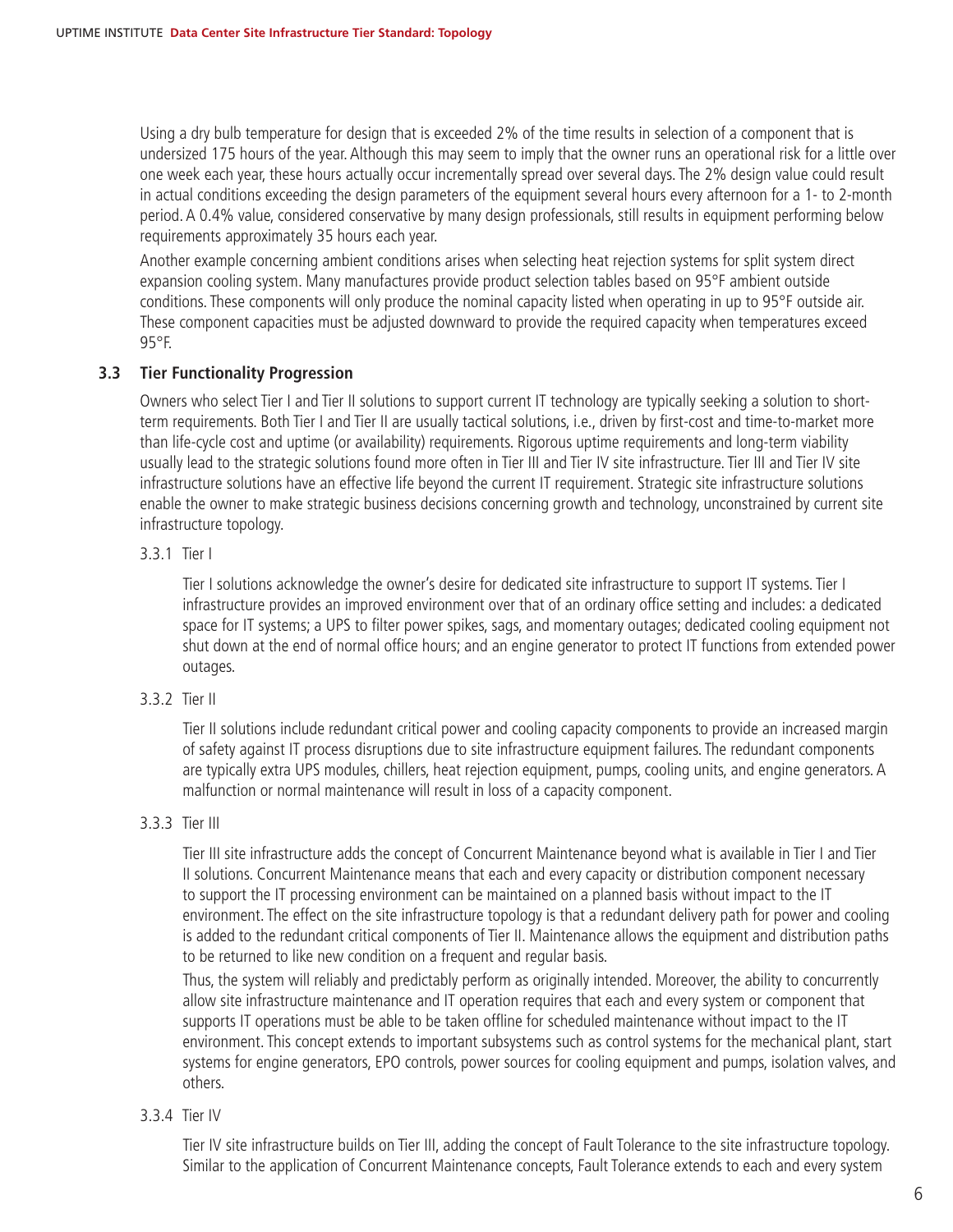Using a dry bulb temperature for design that is exceeded 2% of the time results in selection of a component that is undersized 175 hours of the year. Although this may seem to imply that the owner runs an operational risk for a little over one week each year, these hours actually occur incrementally spread over several days. The 2% design value could result in actual conditions exceeding the design parameters of the equipment several hours every afternoon for a 1- to 2-month period. A 0.4% value, considered conservative by many design professionals, still results in equipment performing below requirements approximately 35 hours each year.

Another example concerning ambient conditions arises when selecting heat rejection systems for split system direct expansion cooling system. Many manufactures provide product selection tables based on 95°F ambient outside conditions. These components will only produce the nominal capacity listed when operating in up to 95°F outside air. These component capacities must be adjusted downward to provide the required capacity when temperatures exceed 95°F.

### 3.3 Tier Functionality Progression

Owners who select Tier I and Tier II solutions to support current IT technology are typically seeking a solution to short-term requirements. Both Tier I and Tier II are usually tactical solutions, i.e., driven by first-cost and time-to-market more than life-cycle cost and uptime (or availability) requirements. Rigorous uptime requirements and long-term viability usually lead to the strategic solutions found more often in Tier III and Tier IV site infrastructure. Tier III and Tier IV site infrastructure solutions have an effective life beyond the current IT requirement. Strategic site infrastructure solutions enable the owner to make strategic business decisions concerning growth and technology, unconstrained by current site infrastructure topology.

#### 3.3.1 Tier I

Tier I solutions acknowledge the owner's desire for dedicated site infrastructure to support IT systems. Tier I infrastructure provides an improved environment over that of an ordinary office setting and includes: a dedicated space for IT systems; a UPS to filter power spikes, sags, and momentary outages; dedicated cooling equipment not shut down at the end of normal office hours; and an engine generator to protect IT functions from extended power outages.

#### 3.3.2 Tier II

Tier II solutions include redundant critical power and cooling capacity components to provide an increased margin of safety against IT process disruptions due to site infrastructure equipment failures. The redundant components are typically extra UPS modules, chillers, heat rejection equipment, pumps, cooling units, and engine generators. A malfunction or normal maintenance will result in loss of a capacity component.

#### 3.3.3 Tier III

Tier III site infrastructure adds the concept of Concurrent Maintenance beyond what is available in Tier I and Tier II solutions. Concurrent Maintenance means that each and every capacity or distribution component necessary to support the IT processing environment can be maintained on a planned basis without impact to the IT environment. The effect on the site infrastructure topology is that a redundant delivery path for power and cooling is added to the redundant critical components of Tier II. Maintenance allows the equipment and distribution paths to be returned to like new condition on a frequent and regular basis.

Thus, the system will reliably and predictably perform as originally intended. Moreover, the ability to concurrently allow site infrastructure maintenance and IT operation requires that each and every system or component that supports IT operations must be able to be taken offline for scheduled maintenance without impact to the IT environment. This concept extends to important subsystems such as control systems for the mechanical plant, start systems for engine generators, EPO controls, power sources for cooling equipment and pumps, isolation valves, and others.

#### 3.3.4 Tier IV

Tier IV site infrastructure builds on Tier III, adding the concept of Fault Tolerance to the site infrastructure topology. Similar to the application of Concurrent Maintenance concepts, Fault Tolerance extends to each and every system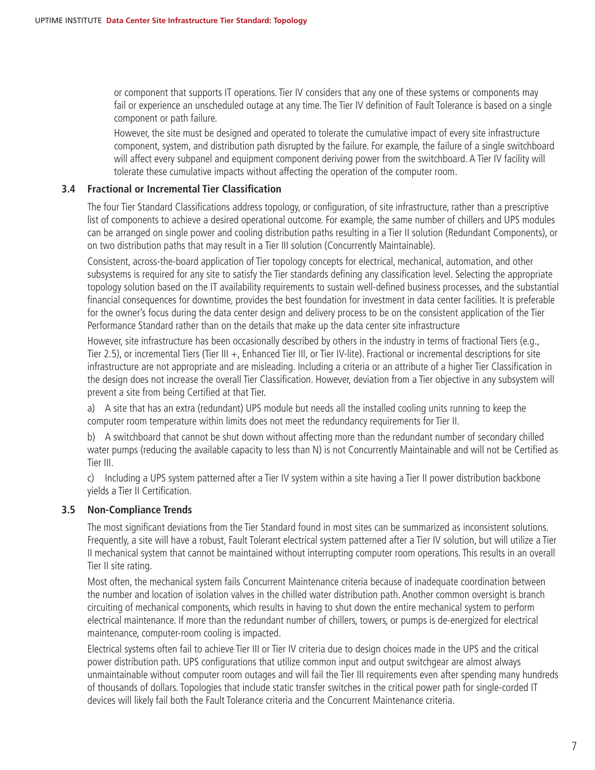or component that supports IT operations. Tier IV considers that any one of these systems or components may fail or experience an unscheduled outage at any time. The Tier IV definition of Fault Tolerance is based on a single component or path failure.

However, the site must be designed and operated to tolerate the cumulative impact of every site infrastructure component, system, and distribution path disrupted by the failure. For example, the failure of a single switchboard will affect every subpanel and equipment component deriving power from the switchboard. A Tier IV facility will tolerate these cumulative impacts without affecting the operation of the computer room.

### 3.4 Fractional or Incremental Tier Classification

The four Tier Standard Classifications address topology, or configuration, of site infrastructure, rather than a prescriptive list of components to achieve a desired operational outcome. For example, the same number of chillers and UPS modules can be arranged on single power and cooling distribution paths resulting in a Tier II solution (Redundant Components), or on two distribution paths that may result in a Tier III solution (Concurrently Maintainable).

Consistent, across-the-board application of Tier topology concepts for electrical, mechanical, automation, and other subsystems is required for any site to satisfy the Tier standards defining any classification level. Selecting the appropriate topology solution based on the IT availability requirements to sustain well-defined business processes, and the substantial financial consequences for downtime, provides the best foundation for investment in data center facilities. It is preferable for the owner's focus during the data center design and delivery process to be on the consistent application of the Tier Performance Standard rather than on the details that make up the data center site infrastructure

However, site infrastructure has been occasionally described by others in the industry in terms of fractional Tiers (e.g., Tier 2.5), or incremental Tiers (Tier III +, Enhanced Tier III, or Tier IV-lite). Fractional or incremental descriptions for site infrastructure are not appropriate and are misleading. Including a criteria or an attribute of a higher Tier Classification in the design does not increase the overall Tier Classification. However, deviation from a Tier objective in any subsystem will prevent a site from being Certified at that Tier.

a) A site that has an extra (redundant) UPS module but needs all the installed cooling units running to keep the computer room temperature within limits does not meet the redundancy requirements for Tier II.

b) A switchboard that cannot be shut down without affecting more than the redundant number of secondary chilled water pumps (reducing the available capacity to less than N) is not Concurrently Maintainable and will not be Certified as Tier III.

c) Including a UPS system patterned after a Tier IV system within a site having a Tier II power distribution backbone yields a Tier II Certification.

### 3.5 Non-Compliance Trends

The most significant deviations from the Tier Standard found in most sites can be summarized as inconsistent solutions. Frequently, a site will have a robust, Fault Tolerant electrical system patterned after a Tier IV solution, but will utilize a Tier II mechanical system that cannot be maintained without interrupting computer room operations. This results in an overall Tier II site rating.

Most often, the mechanical system fails Concurrent Maintenance criteria because of inadequate coordination between the number and location of isolation valves in the chilled water distribution path. Another common oversight is branch circuiting of mechanical components, which results in having to shut down the entire mechanical system to perform electrical maintenance. If more than the redundant number of chillers, towers, or pumps is de-energized for electrical maintenance, computer-room cooling is impacted.

Electrical systems often fail to achieve Tier III or Tier IV criteria due to design choices made in the UPS and the critical power distribution path. UPS configurations that utilize common input and output switchgear are almost always unmaintainable without computer room outages and will fail the Tier III requirements even after spending many hundreds of thousands of dollars. Topologies that include static transfer switches in the critical power path for single-corded IT devices will likely fail both the Fault Tolerance criteria and the Concurrent Maintenance criteria.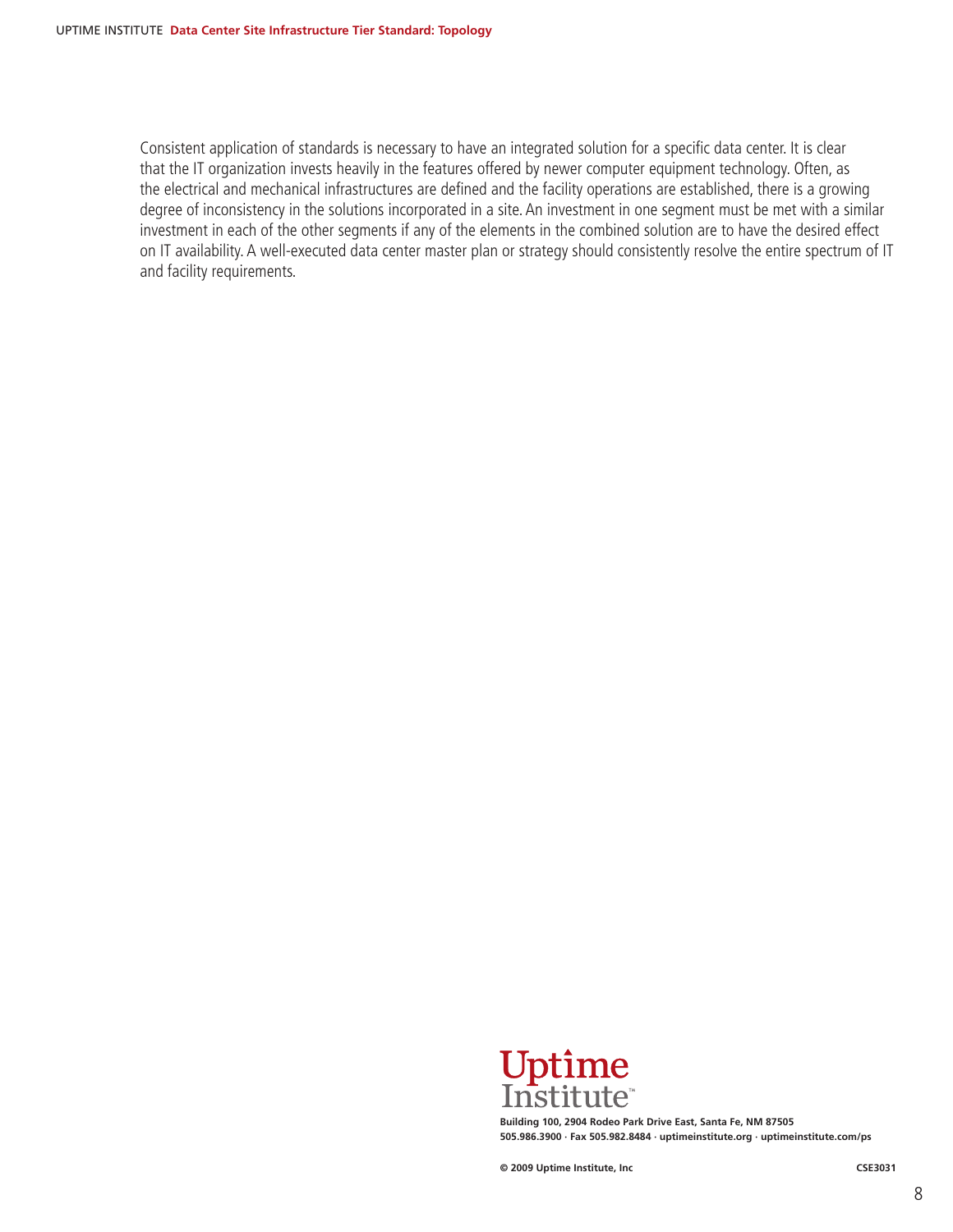Consistent application of standards is necessary to have an integrated solution for a specific data center. It is clear that the IT organization invests heavily in the features offered by newer computer equipment technology. Often, as the electrical and mechanical infrastructures are defined and the facility operations are established, there is a growing degree of inconsistency in the solutions incorporated in a site. An investment in one segment must be met with a similar investment in each of the other segments if any of the elements in the combined solution are to have the desired effect on IT availability. A well-executed data center master plan or strategy should consistently resolve the entire spectrum of IT and facility requirements.

Uptime Institute™

**Building 100, 2904 Rodeo Park Drive East, Santa Fe, NM 87505**
**505.986.3900 · Fax 505.982.8484 · uptimeinstitute.org · uptimeinstitute.com/ps**

**© 2009 Uptime Institute, Inc** **CSE3031**